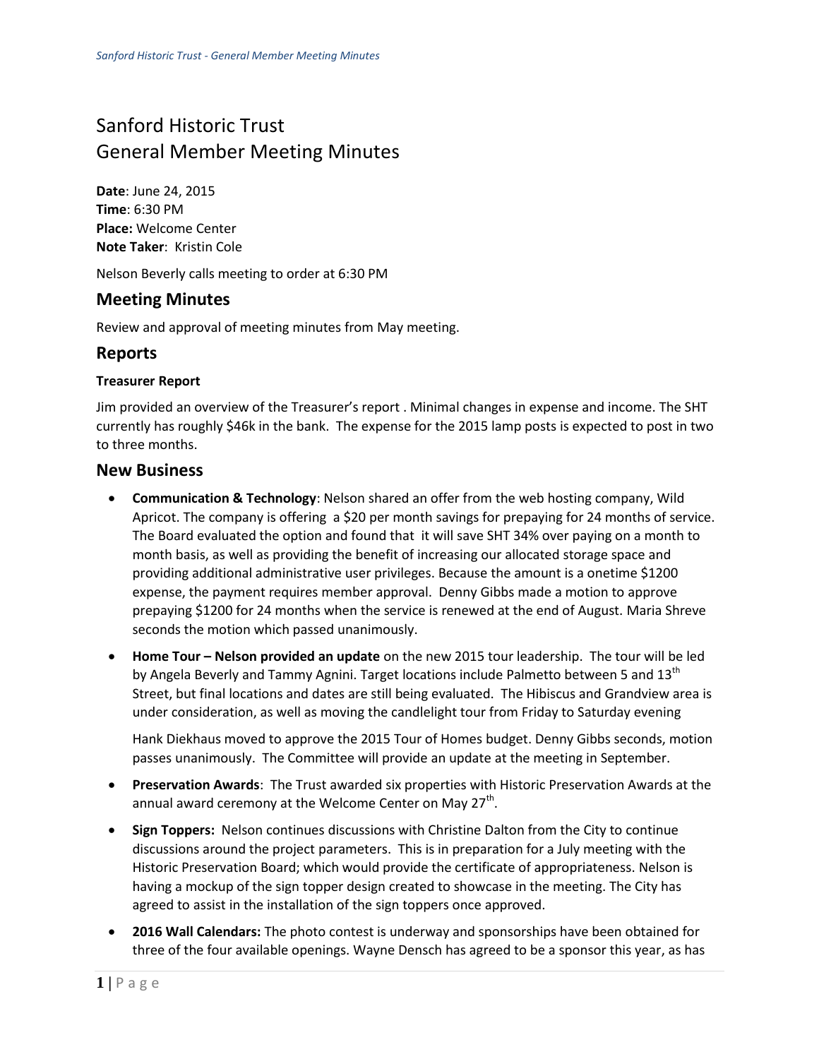# Sanford Historic Trust
# General Member Meeting Minutes

**Date**: June 24, 2015
**Time**: 6:30 PM
**Place:** Welcome Center
**Note Taker**: Kristin Cole

Nelson Beverly calls meeting to order at 6:30 PM

## Meeting Minutes

Review and approval of meeting minutes from May meeting.

## Reports

### Treasurer Report

Jim provided an overview of the Treasurer's report . Minimal changes in expense and income. The SHT currently has roughly $46k in the bank. The expense for the 2015 lamp posts is expected to post in two to three months.

## New Business

- **Communication & Technology**: Nelson shared an offer from the web hosting company, Wild Apricot. The company is offering a $20 per month savings for prepaying for 24 months of service. The Board evaluated the option and found that it will save SHT 34% over paying on a month to month basis, as well as providing the benefit of increasing our allocated storage space and providing additional administrative user privileges. Because the amount is a onetime $1200 expense, the payment requires member approval. Denny Gibbs made a motion to approve prepaying $1200 for 24 months when the service is renewed at the end of August. Maria Shreve seconds the motion which passed unanimously.
- **Home Tour – Nelson provided an update** on the new 2015 tour leadership. The tour will be led by Angela Beverly and Tammy Agnini. Target locations include Palmetto between 5 and 13th Street, but final locations and dates are still being evaluated. The Hibiscus and Grandview area is under consideration, as well as moving the candlelight tour from Friday to Saturday evening

  Hank Diekhaus moved to approve the 2015 Tour of Homes budget. Denny Gibbs seconds, motion passes unanimously. The Committee will provide an update at the meeting in September.
- **Preservation Awards**: The Trust awarded six properties with Historic Preservation Awards at the annual award ceremony at the Welcome Center on May 27th.
- **Sign Toppers:** Nelson continues discussions with Christine Dalton from the City to continue discussions around the project parameters. This is in preparation for a July meeting with the Historic Preservation Board; which would provide the certificate of appropriateness. Nelson is having a mockup of the sign topper design created to showcase in the meeting. The City has agreed to assist in the installation of the sign toppers once approved.
- **2016 Wall Calendars:** The photo contest is underway and sponsorships have been obtained for three of the four available openings. Wayne Densch has agreed to be a sponsor this year, as has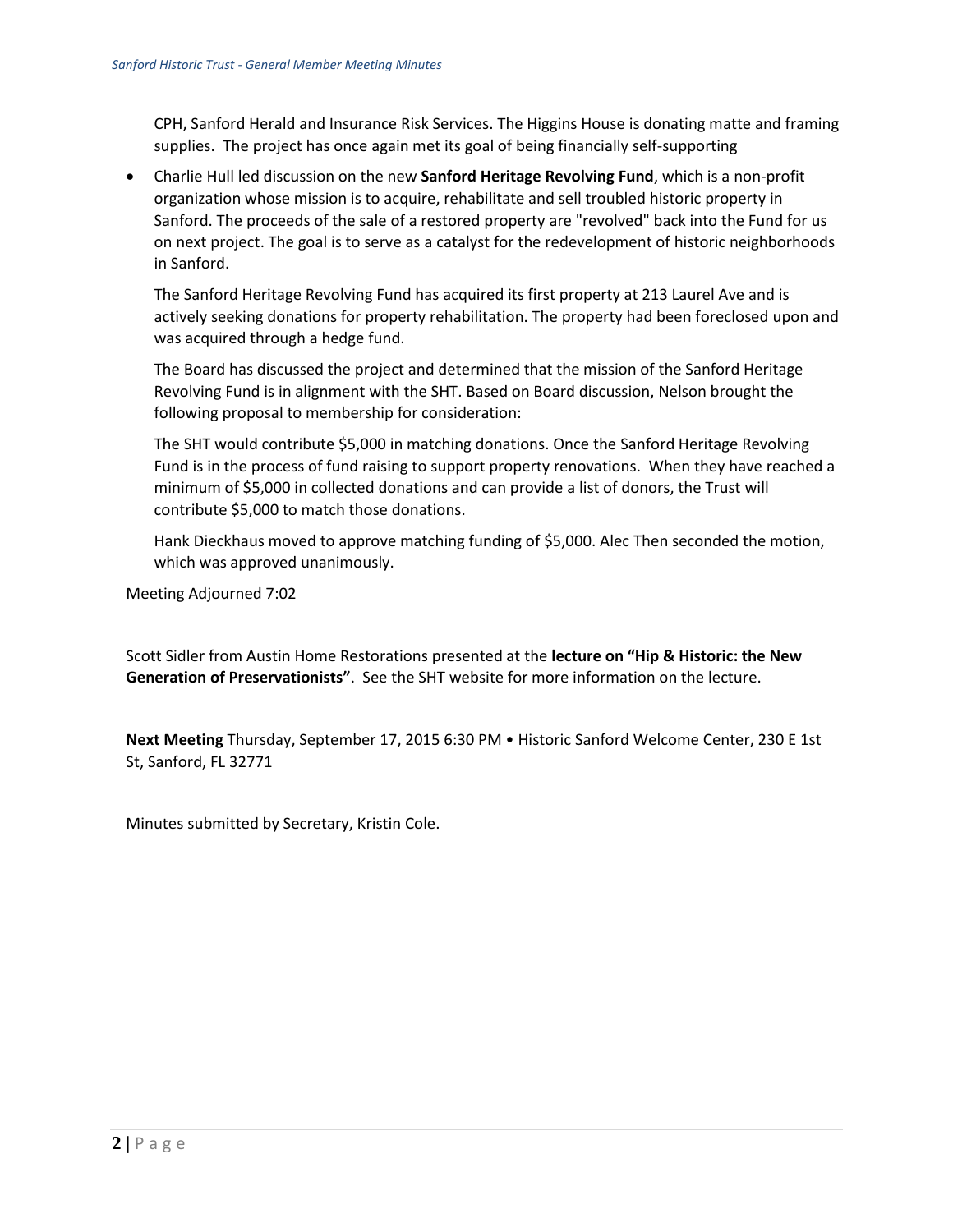CPH, Sanford Herald and Insurance Risk Services. The Higgins House is donating matte and framing supplies. The project has once again met its goal of being financially self-supporting

- Charlie Hull led discussion on the new **Sanford Heritage Revolving Fund**, which is a non-profit organization whose mission is to acquire, rehabilitate and sell troubled historic property in Sanford. The proceeds of the sale of a restored property are "revolved" back into the Fund for us on next project. The goal is to serve as a catalyst for the redevelopment of historic neighborhoods in Sanford.

  The Sanford Heritage Revolving Fund has acquired its first property at 213 Laurel Ave and is actively seeking donations for property rehabilitation. The property had been foreclosed upon and was acquired through a hedge fund.

  The Board has discussed the project and determined that the mission of the Sanford Heritage Revolving Fund is in alignment with the SHT. Based on Board discussion, Nelson brought the following proposal to membership for consideration:

  The SHT would contribute $5,000 in matching donations. Once the Sanford Heritage Revolving Fund is in the process of fund raising to support property renovations. When they have reached a minimum of $5,000 in collected donations and can provide a list of donors, the Trust will contribute $5,000 to match those donations.

  Hank Dieckhaus moved to approve matching funding of $5,000. Alec Then seconded the motion, which was approved unanimously.

Meeting Adjourned 7:02

Scott Sidler from Austin Home Restorations presented at the **lecture on "Hip & Historic: the New Generation of Preservationists"**. See the SHT website for more information on the lecture.

**Next Meeting** Thursday, September 17, 2015 6:30 PM • Historic Sanford Welcome Center, 230 E 1st St, Sanford, FL 32771

Minutes submitted by Secretary, Kristin Cole.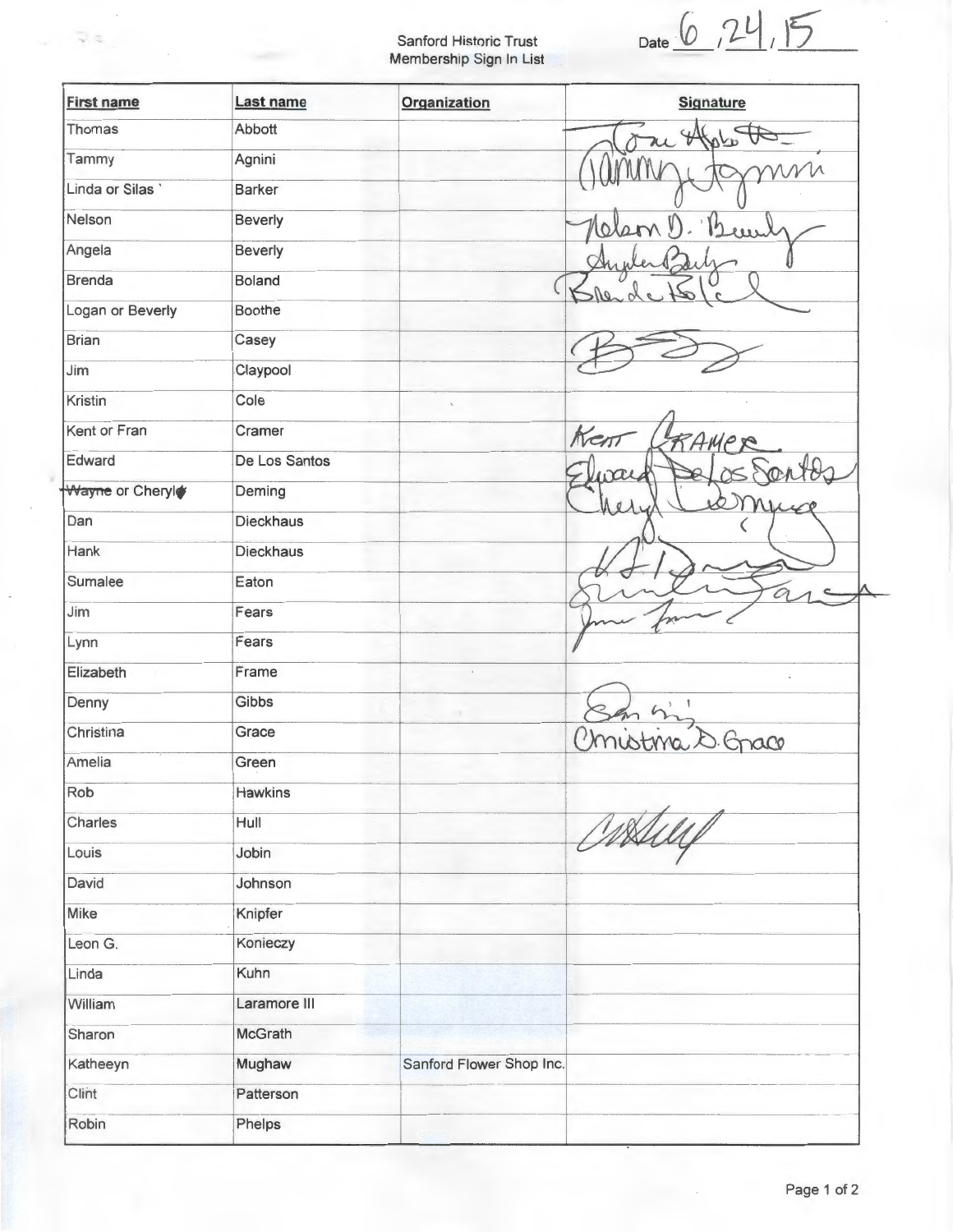Sanford Historic Trust
Membership Sign In List

Date 6 ,24, 15

| First name | Last name | Organization | Signature |
|---|---|---|---|
| Thomas | Abbott | | Tom Abbott |
| Tammy | Agnini | | Tammy Agnini |
| Linda or Silas ` | Barker | | |
| Nelson | Beverly | | Nelson D. Beverly |
| Angela | Beverly | | Angela Beverly |
| Brenda | Boland | | Brenda Boland |
| Logan or Beverly | Boothe | | |
| Brian | Casey | | BC |
| Jim | Claypool | | |
| Kristin | Cole | | |
| Kent or Fran | Cramer | | Kent Cramer |
| Edward | De Los Santos | | Edward De Los Santos |
| ~~Wayne~~ or Cheryl | Deming | | Cheryl Deming |
| Dan | Dieckhaus | | |
| Hank | Dieckhaus | | HD |
| Sumalee | Eaton | | Sumalee Eaton |
| Jim | Fears | | Jim Fears |
| Lynn | Fears | | |
| Elizabeth | Frame | | |
| Denny | Gibbs | | Denny Gibbs |
| Christina | Grace | | Christina D. Grace |
| Amelia | Green | | |
| Rob | Hawkins | | |
| Charles | Hull | | C Hull |
| Louis | Jobin | | |
| David | Johnson | | |
| Mike | Knipfer | | |
| Leon G. | Konieczy | | |
| Linda | Kuhn | | |
| William | Laramore III | | |
| Sharon | McGrath | | |
| Katheeyn | Mughaw | Sanford Flower Shop Inc. | |
| Clint | Patterson | | |
| Robin | Phelps | | |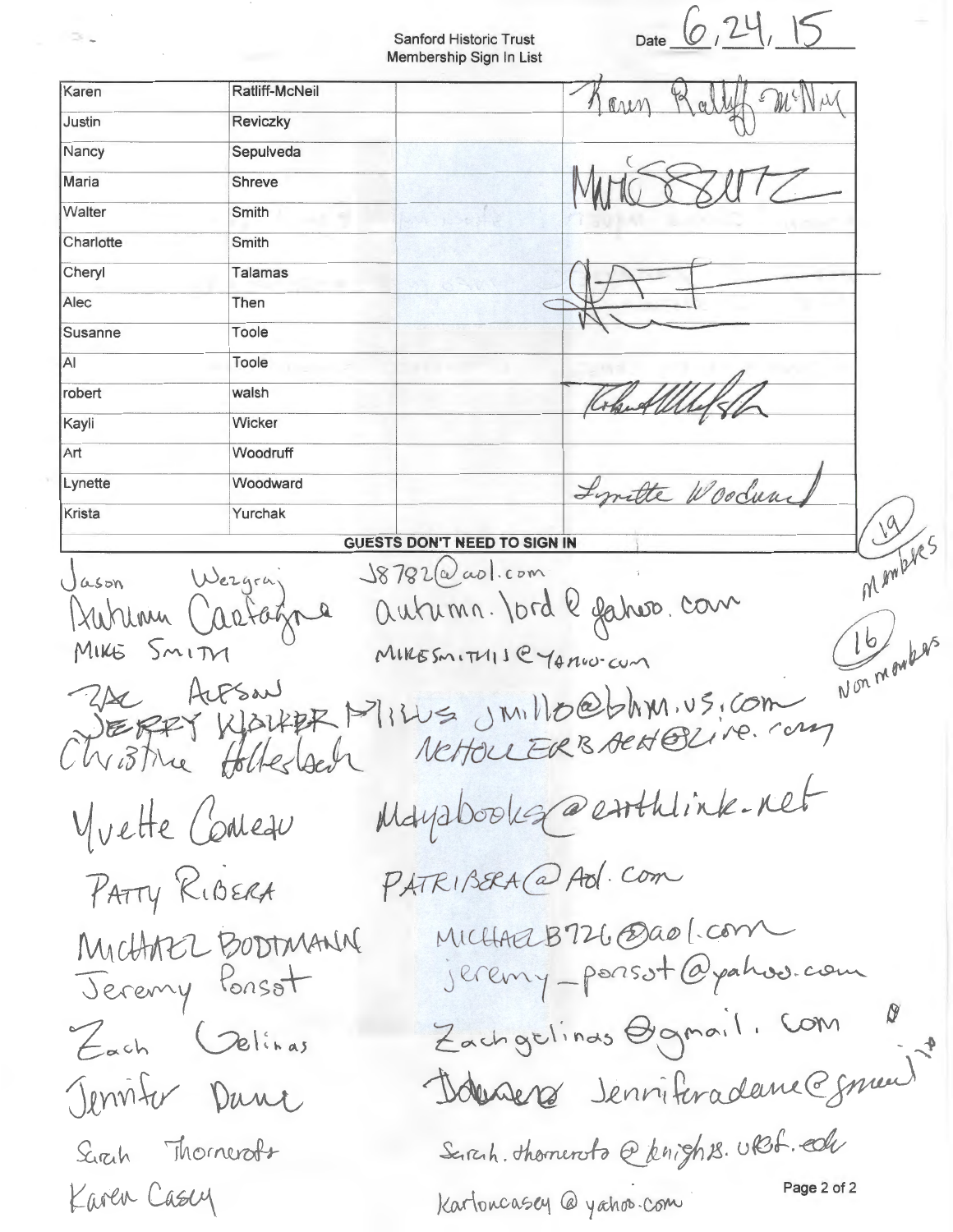Sanford Historic Trust
Membership Sign In List

Date 6, 24, 15

| | | | |
|---|---|---|---|
| Karen | Ratliff-McNeil | | Karen Ratliff McNeil |
| Justin | Reviczky | | |
| Nancy | Sepulveda | | |
| Maria | Shreve | | Maria Shreve |
| Walter | Smith | | |
| Charlotte | Smith | | |
| Cheryl | Talamas | | [signature] |
| Alec | Then | | [signature] |
| Susanne | Toole | | |
| Al | Toole | | |
| robert | walsh | | Robert Walsh |
| Kayli | Wicker | | |
| Art | Woodruff | | |
| Lynette | Woodward | | Lynette Woodward |
| Krista | Yurchak | | |

**GUESTS DON'T NEED TO SIGN IN**

(19) Members

(16) Non members

| Name | Email |
|---|---|
| Jason Wezgraj | J8782@aol.com |
| Autumn Cartagena | autumn.lord@yahoo.com |
| MIKE SMITH | MIKESMITH115@YAHOO.COM |
| ZAC ALPSON | |
| JERRY WALKER MILLS | JMILLO@bhm.us.com |
| Christine Hollerbach | NCHOLLERBACH@LIVE.COM |
| Yvette Comeau | Mayabooks@earthlink.net |
| PATTY RIBERA | PATRIBERA@AOL.COM |
| MICHAEL BODTMANN | MICHAELB726@aol.com |
| Jeremy Ponsot | jeremy_ponsot@yahoo.com |
| Zach Gelinas | Zachgelinas@gmail.com |
| Jennifer Dane | Jenniferadane@gmail |
| Sarah Thornerot | Sarah.thornerota@knights.ucf.edu |
| Karen Casey | Karloucasey@yahoo.com |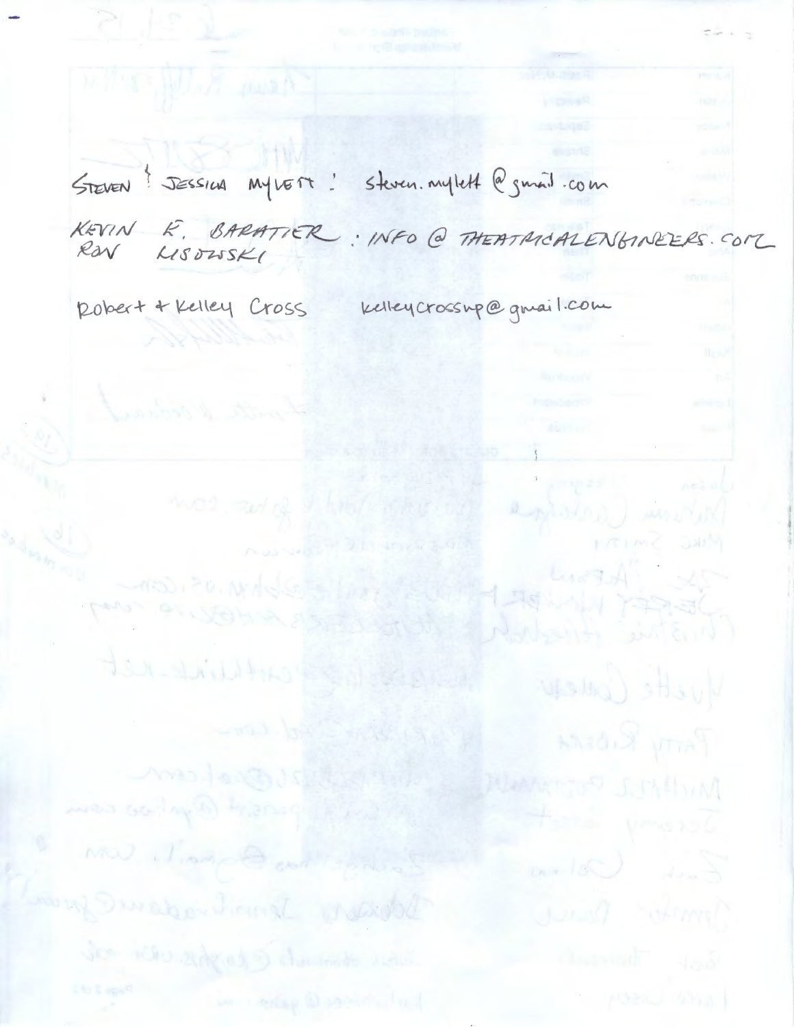STEVEN & JESSICA MYLETT : steven.mylett@gmail.com

KEVIN K. BARATIER : INFO@THEATRICALENGINEERS.COM
RON LISOWSKI

Robert + Kelley Cross   kelleycrossnp@gmail.com